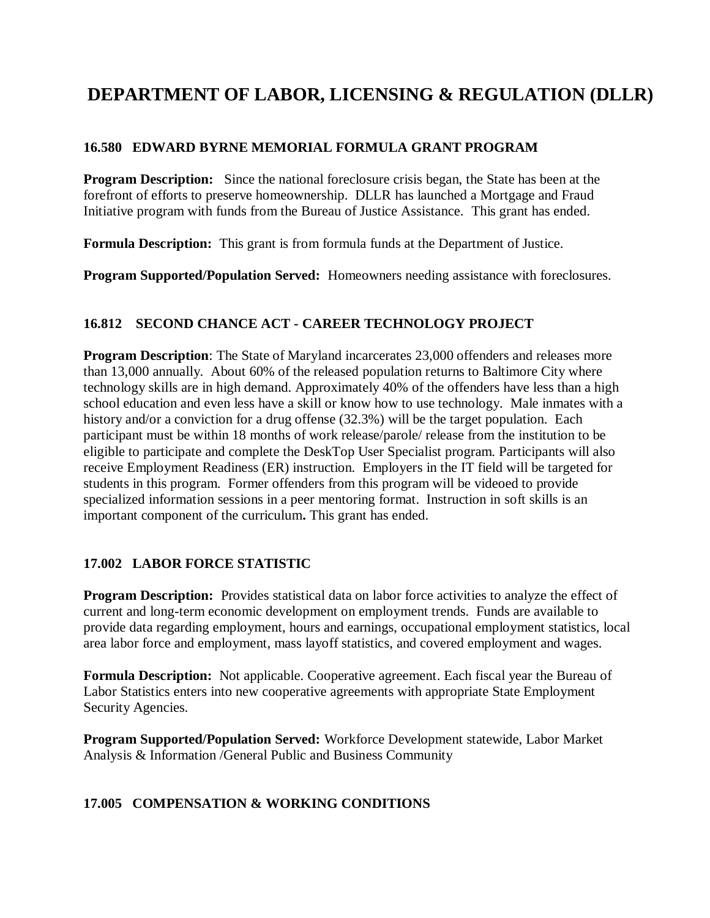# DEPARTMENT OF LABOR, LICENSING & REGULATION (DLLR)

### 16.580 EDWARD BYRNE MEMORIAL FORMULA GRANT PROGRAM

**Program Description:** Since the national foreclosure crisis began, the State has been at the forefront of efforts to preserve homeownership. DLLR has launched a Mortgage and Fraud Initiative program with funds from the Bureau of Justice Assistance. This grant has ended.

**Formula Description:** This grant is from formula funds at the Department of Justice.

**Program Supported/Population Served:** Homeowners needing assistance with foreclosures.

### 16.812 SECOND CHANCE ACT - CAREER TECHNOLOGY PROJECT

**Program Description**: The State of Maryland incarcerates 23,000 offenders and releases more than 13,000 annually. About 60% of the released population returns to Baltimore City where technology skills are in high demand. Approximately 40% of the offenders have less than a high school education and even less have a skill or know how to use technology. Male inmates with a history and/or a conviction for a drug offense (32.3%) will be the target population. Each participant must be within 18 months of work release/parole/ release from the institution to be eligible to participate and complete the DeskTop User Specialist program. Participants will also receive Employment Readiness (ER) instruction. Employers in the IT field will be targeted for students in this program. Former offenders from this program will be videoed to provide specialized information sessions in a peer mentoring format. Instruction in soft skills is an important component of the curriculum**.** This grant has ended.

### 17.002 LABOR FORCE STATISTIC

**Program Description:** Provides statistical data on labor force activities to analyze the effect of current and long-term economic development on employment trends. Funds are available to provide data regarding employment, hours and earnings, occupational employment statistics, local area labor force and employment, mass layoff statistics, and covered employment and wages.

**Formula Description:** Not applicable. Cooperative agreement. Each fiscal year the Bureau of Labor Statistics enters into new cooperative agreements with appropriate State Employment Security Agencies.

**Program Supported/Population Served:** Workforce Development statewide, Labor Market Analysis & Information /General Public and Business Community

### 17.005 COMPENSATION & WORKING CONDITIONS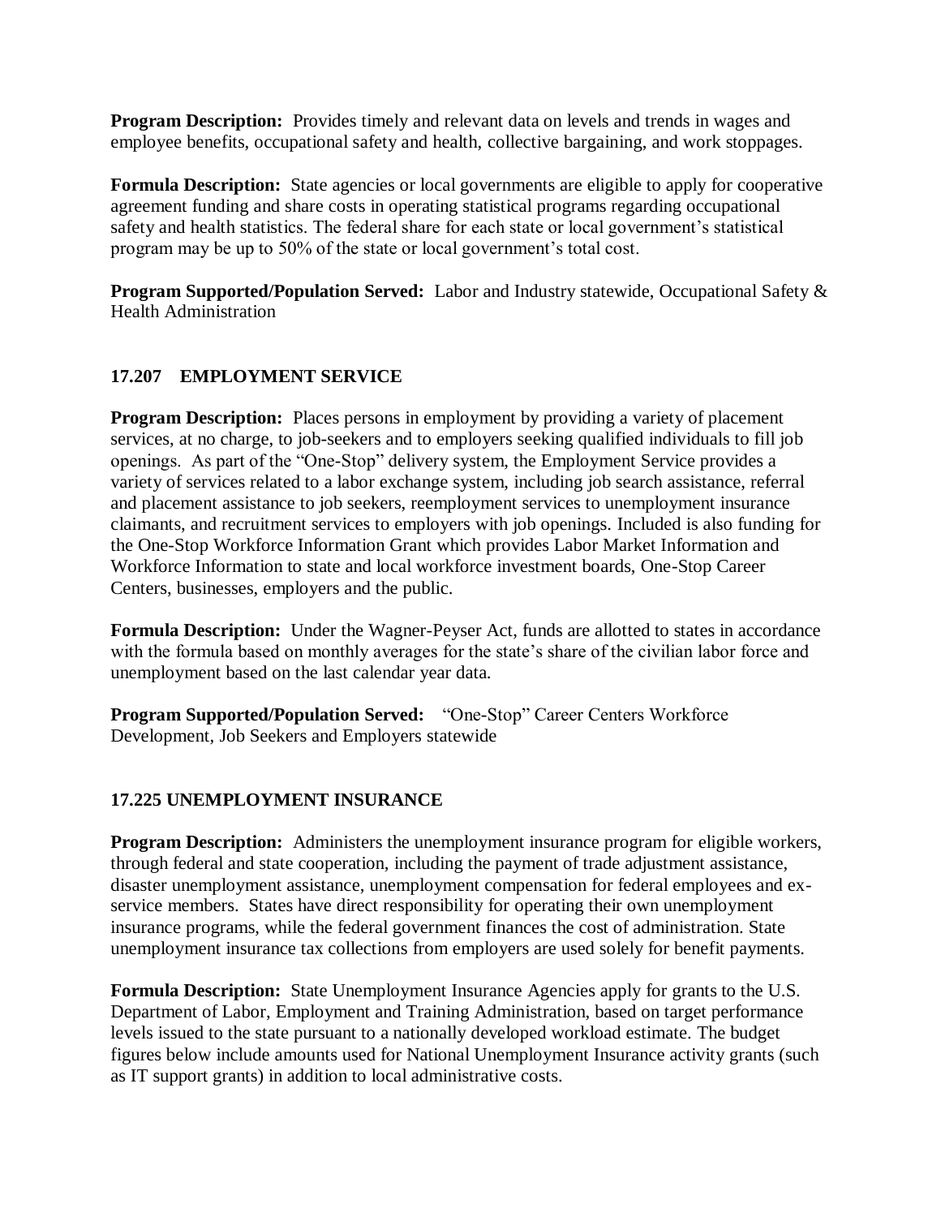**Program Description:** Provides timely and relevant data on levels and trends in wages and employee benefits, occupational safety and health, collective bargaining, and work stoppages.

**Formula Description:** State agencies or local governments are eligible to apply for cooperative agreement funding and share costs in operating statistical programs regarding occupational safety and health statistics. The federal share for each state or local government's statistical program may be up to 50% of the state or local government's total cost.

**Program Supported/Population Served:** Labor and Industry statewide, Occupational Safety & Health Administration

### 17.207 EMPLOYMENT SERVICE

**Program Description:** Places persons in employment by providing a variety of placement services, at no charge, to job-seekers and to employers seeking qualified individuals to fill job openings. As part of the "One-Stop" delivery system, the Employment Service provides a variety of services related to a labor exchange system, including job search assistance, referral and placement assistance to job seekers, reemployment services to unemployment insurance claimants, and recruitment services to employers with job openings. Included is also funding for the One-Stop Workforce Information Grant which provides Labor Market Information and Workforce Information to state and local workforce investment boards, One-Stop Career Centers, businesses, employers and the public.

**Formula Description:** Under the Wagner-Peyser Act, funds are allotted to states in accordance with the formula based on monthly averages for the state's share of the civilian labor force and unemployment based on the last calendar year data.

**Program Supported/Population Served:** "One-Stop" Career Centers Workforce Development, Job Seekers and Employers statewide

### 17.225 UNEMPLOYMENT INSURANCE

**Program Description:** Administers the unemployment insurance program for eligible workers, through federal and state cooperation, including the payment of trade adjustment assistance, disaster unemployment assistance, unemployment compensation for federal employees and ex-service members. States have direct responsibility for operating their own unemployment insurance programs, while the federal government finances the cost of administration. State unemployment insurance tax collections from employers are used solely for benefit payments.

**Formula Description:** State Unemployment Insurance Agencies apply for grants to the U.S. Department of Labor, Employment and Training Administration, based on target performance levels issued to the state pursuant to a nationally developed workload estimate. The budget figures below include amounts used for National Unemployment Insurance activity grants (such as IT support grants) in addition to local administrative costs.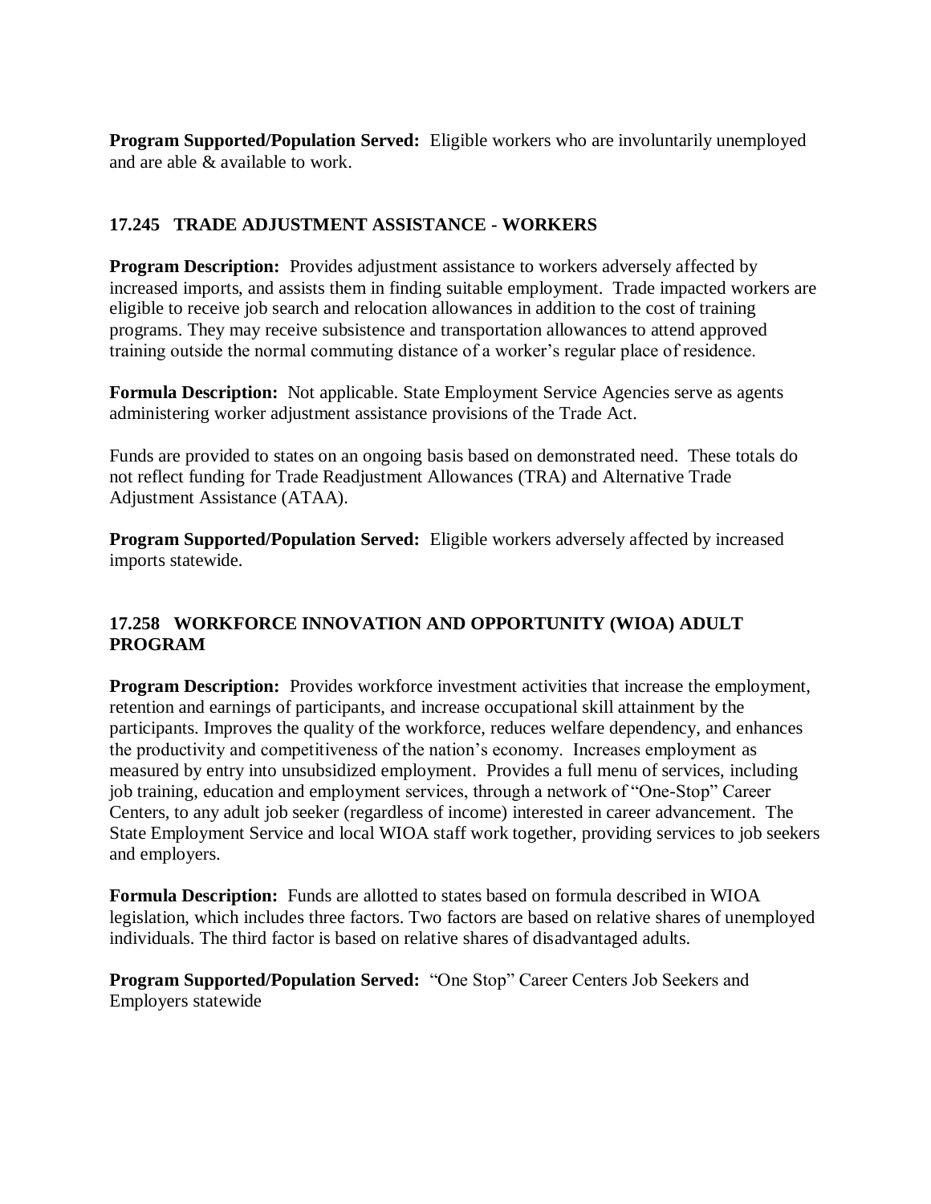**Program Supported/Population Served:** Eligible workers who are involuntarily unemployed and are able & available to work.

### 17.245 TRADE ADJUSTMENT ASSISTANCE - WORKERS

**Program Description:** Provides adjustment assistance to workers adversely affected by increased imports, and assists them in finding suitable employment. Trade impacted workers are eligible to receive job search and relocation allowances in addition to the cost of training programs. They may receive subsistence and transportation allowances to attend approved training outside the normal commuting distance of a worker's regular place of residence.

**Formula Description:** Not applicable. State Employment Service Agencies serve as agents administering worker adjustment assistance provisions of the Trade Act.

Funds are provided to states on an ongoing basis based on demonstrated need. These totals do not reflect funding for Trade Readjustment Allowances (TRA) and Alternative Trade Adjustment Assistance (ATAA).

**Program Supported/Population Served:** Eligible workers adversely affected by increased imports statewide.

### 17.258 WORKFORCE INNOVATION AND OPPORTUNITY (WIOA) ADULT PROGRAM

**Program Description:** Provides workforce investment activities that increase the employment, retention and earnings of participants, and increase occupational skill attainment by the participants. Improves the quality of the workforce, reduces welfare dependency, and enhances the productivity and competitiveness of the nation's economy. Increases employment as measured by entry into unsubsidized employment. Provides a full menu of services, including job training, education and employment services, through a network of "One-Stop" Career Centers, to any adult job seeker (regardless of income) interested in career advancement. The State Employment Service and local WIOA staff work together, providing services to job seekers and employers.

**Formula Description:** Funds are allotted to states based on formula described in WIOA legislation, which includes three factors. Two factors are based on relative shares of unemployed individuals. The third factor is based on relative shares of disadvantaged adults.

**Program Supported/Population Served:** "One Stop" Career Centers Job Seekers and Employers statewide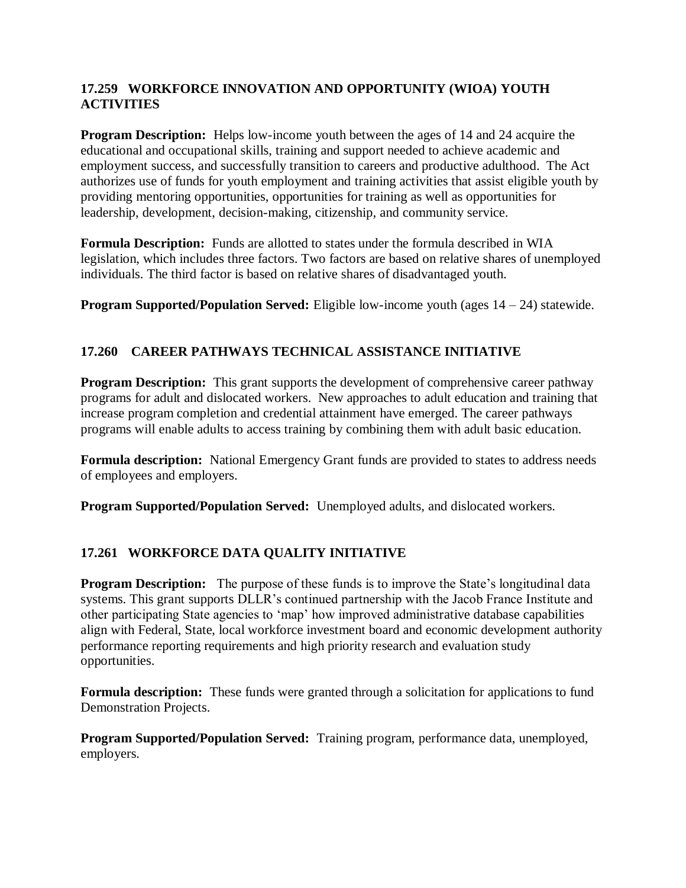### 17.259 WORKFORCE INNOVATION AND OPPORTUNITY (WIOA) YOUTH ACTIVITIES

**Program Description:** Helps low-income youth between the ages of 14 and 24 acquire the educational and occupational skills, training and support needed to achieve academic and employment success, and successfully transition to careers and productive adulthood. The Act authorizes use of funds for youth employment and training activities that assist eligible youth by providing mentoring opportunities, opportunities for training as well as opportunities for leadership, development, decision-making, citizenship, and community service.

**Formula Description:** Funds are allotted to states under the formula described in WIA legislation, which includes three factors. Two factors are based on relative shares of unemployed individuals. The third factor is based on relative shares of disadvantaged youth.

**Program Supported/Population Served:** Eligible low-income youth (ages 14 – 24) statewide.

### 17.260 CAREER PATHWAYS TECHNICAL ASSISTANCE INITIATIVE

**Program Description:** This grant supports the development of comprehensive career pathway programs for adult and dislocated workers. New approaches to adult education and training that increase program completion and credential attainment have emerged. The career pathways programs will enable adults to access training by combining them with adult basic education.

**Formula description:** National Emergency Grant funds are provided to states to address needs of employees and employers.

**Program Supported/Population Served:** Unemployed adults, and dislocated workers.

### 17.261 WORKFORCE DATA QUALITY INITIATIVE

**Program Description:** The purpose of these funds is to improve the State's longitudinal data systems. This grant supports DLLR's continued partnership with the Jacob France Institute and other participating State agencies to 'map' how improved administrative database capabilities align with Federal, State, local workforce investment board and economic development authority performance reporting requirements and high priority research and evaluation study opportunities.

**Formula description:** These funds were granted through a solicitation for applications to fund Demonstration Projects.

**Program Supported/Population Served:** Training program, performance data, unemployed, employers.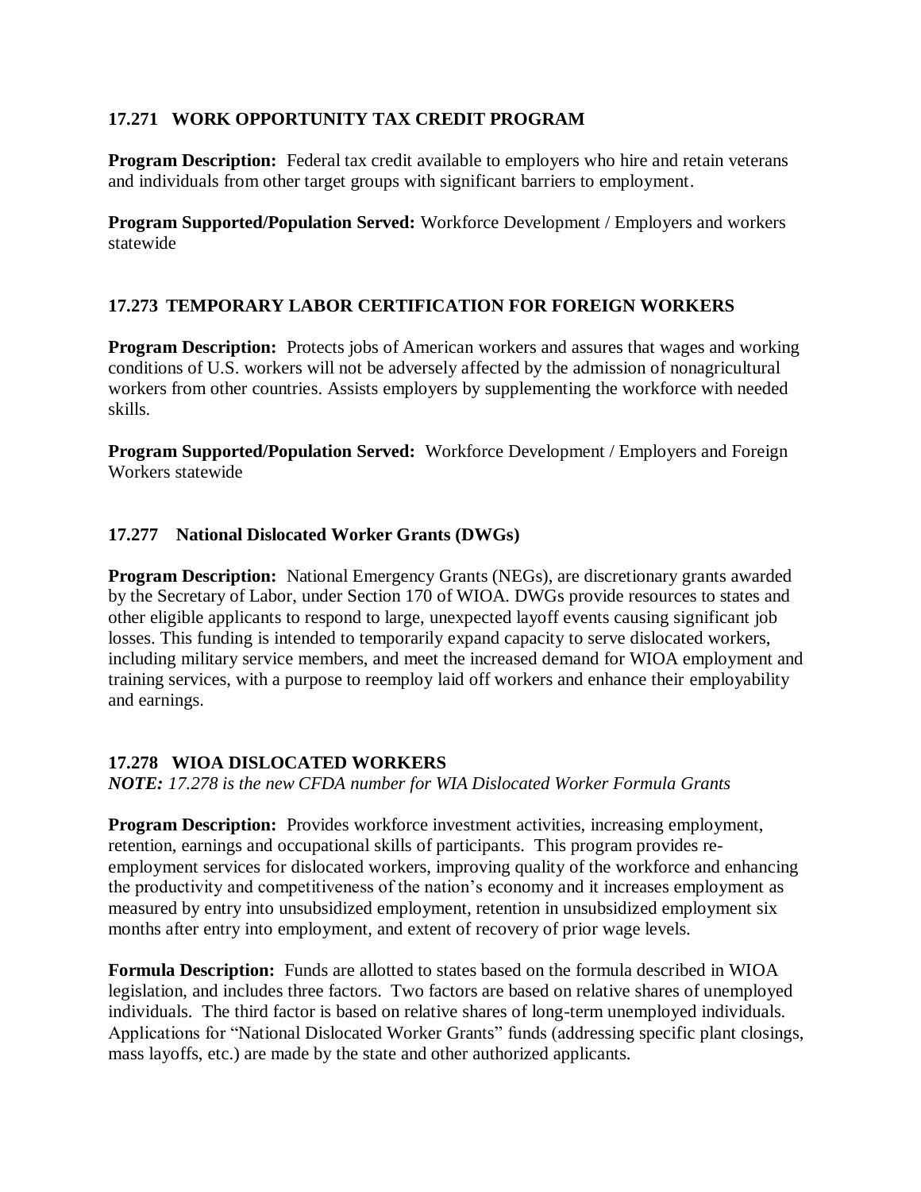### 17.271 WORK OPPORTUNITY TAX CREDIT PROGRAM

**Program Description:** Federal tax credit available to employers who hire and retain veterans and individuals from other target groups with significant barriers to employment.

**Program Supported/Population Served:** Workforce Development / Employers and workers statewide

### 17.273 TEMPORARY LABOR CERTIFICATION FOR FOREIGN WORKERS

**Program Description:** Protects jobs of American workers and assures that wages and working conditions of U.S. workers will not be adversely affected by the admission of nonagricultural workers from other countries. Assists employers by supplementing the workforce with needed skills.

**Program Supported/Population Served:** Workforce Development / Employers and Foreign Workers statewide

### 17.277 National Dislocated Worker Grants (DWGs)

**Program Description:** National Emergency Grants (NEGs), are discretionary grants awarded by the Secretary of Labor, under Section 170 of WIOA. DWGs provide resources to states and other eligible applicants to respond to large, unexpected layoff events causing significant job losses. This funding is intended to temporarily expand capacity to serve dislocated workers, including military service members, and meet the increased demand for WIOA employment and training services, with a purpose to reemploy laid off workers and enhance their employability and earnings.

### 17.278 WIOA DISLOCATED WORKERS

***NOTE:*** *17.278 is the new CFDA number for WIA Dislocated Worker Formula Grants*

**Program Description:** Provides workforce investment activities, increasing employment, retention, earnings and occupational skills of participants. This program provides re-employment services for dislocated workers, improving quality of the workforce and enhancing the productivity and competitiveness of the nation's economy and it increases employment as measured by entry into unsubsidized employment, retention in unsubsidized employment six months after entry into employment, and extent of recovery of prior wage levels.

**Formula Description:** Funds are allotted to states based on the formula described in WIOA legislation, and includes three factors. Two factors are based on relative shares of unemployed individuals. The third factor is based on relative shares of long-term unemployed individuals. Applications for "National Dislocated Worker Grants" funds (addressing specific plant closings, mass layoffs, etc.) are made by the state and other authorized applicants.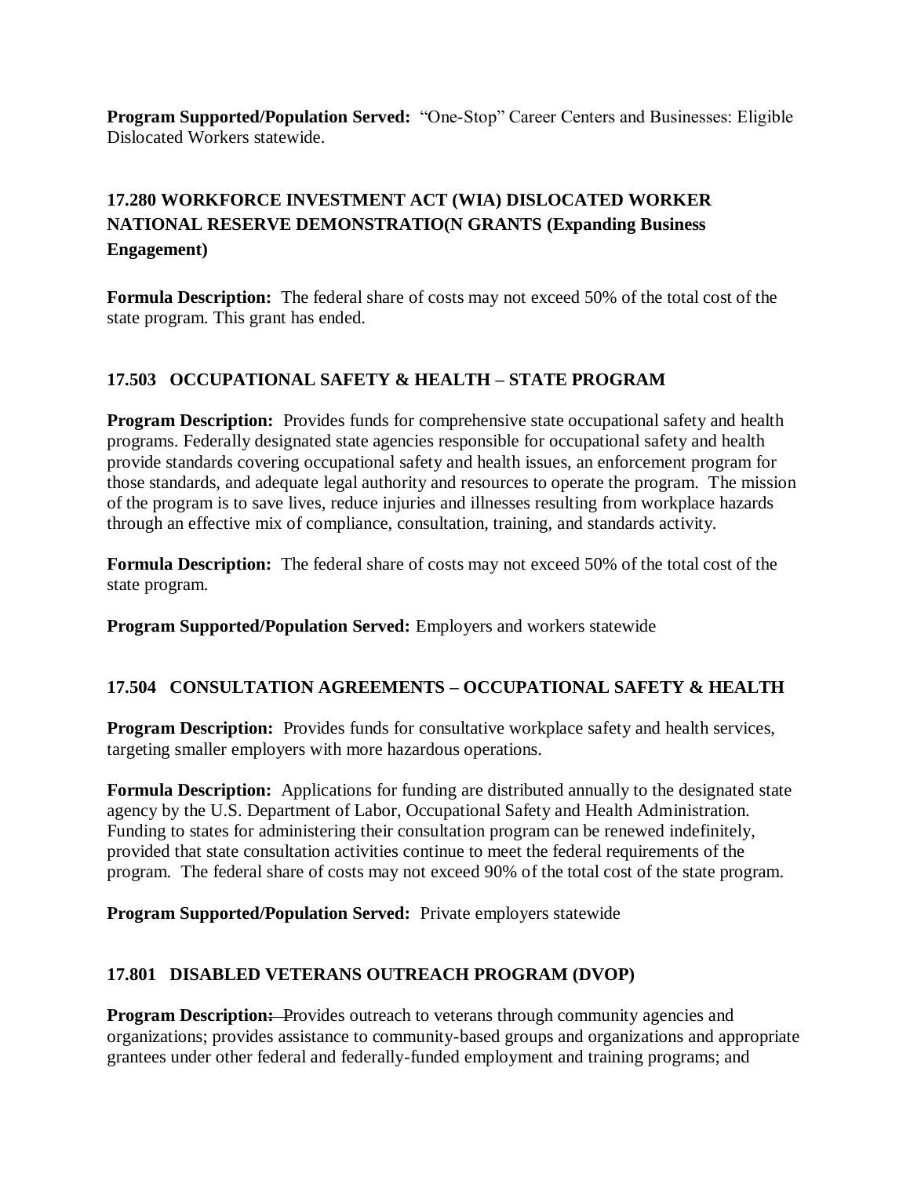**Program Supported/Population Served:** "One-Stop" Career Centers and Businesses: Eligible Dislocated Workers statewide.

### 17.280 WORKFORCE INVESTMENT ACT (WIA) DISLOCATED WORKER NATIONAL RESERVE DEMONSTRATIO(N GRANTS (Expanding Business Engagement)

**Formula Description:** The federal share of costs may not exceed 50% of the total cost of the state program. This grant has ended.

### 17.503 OCCUPATIONAL SAFETY & HEALTH – STATE PROGRAM

**Program Description:** Provides funds for comprehensive state occupational safety and health programs. Federally designated state agencies responsible for occupational safety and health provide standards covering occupational safety and health issues, an enforcement program for those standards, and adequate legal authority and resources to operate the program. The mission of the program is to save lives, reduce injuries and illnesses resulting from workplace hazards through an effective mix of compliance, consultation, training, and standards activity.

**Formula Description:** The federal share of costs may not exceed 50% of the total cost of the state program.

**Program Supported/Population Served:** Employers and workers statewide

### 17.504 CONSULTATION AGREEMENTS – OCCUPATIONAL SAFETY & HEALTH

**Program Description:** Provides funds for consultative workplace safety and health services, targeting smaller employers with more hazardous operations.

**Formula Description:** Applications for funding are distributed annually to the designated state agency by the U.S. Department of Labor, Occupational Safety and Health Administration. Funding to states for administering their consultation program can be renewed indefinitely, provided that state consultation activities continue to meet the federal requirements of the program. The federal share of costs may not exceed 90% of the total cost of the state program.

**Program Supported/Population Served:** Private employers statewide

### 17.801 DISABLED VETERANS OUTREACH PROGRAM (DVOP)

**Program Description:** ~~: P~~Provides outreach to veterans through community agencies and organizations; provides assistance to community-based groups and organizations and appropriate grantees under other federal and federally-funded employment and training programs; and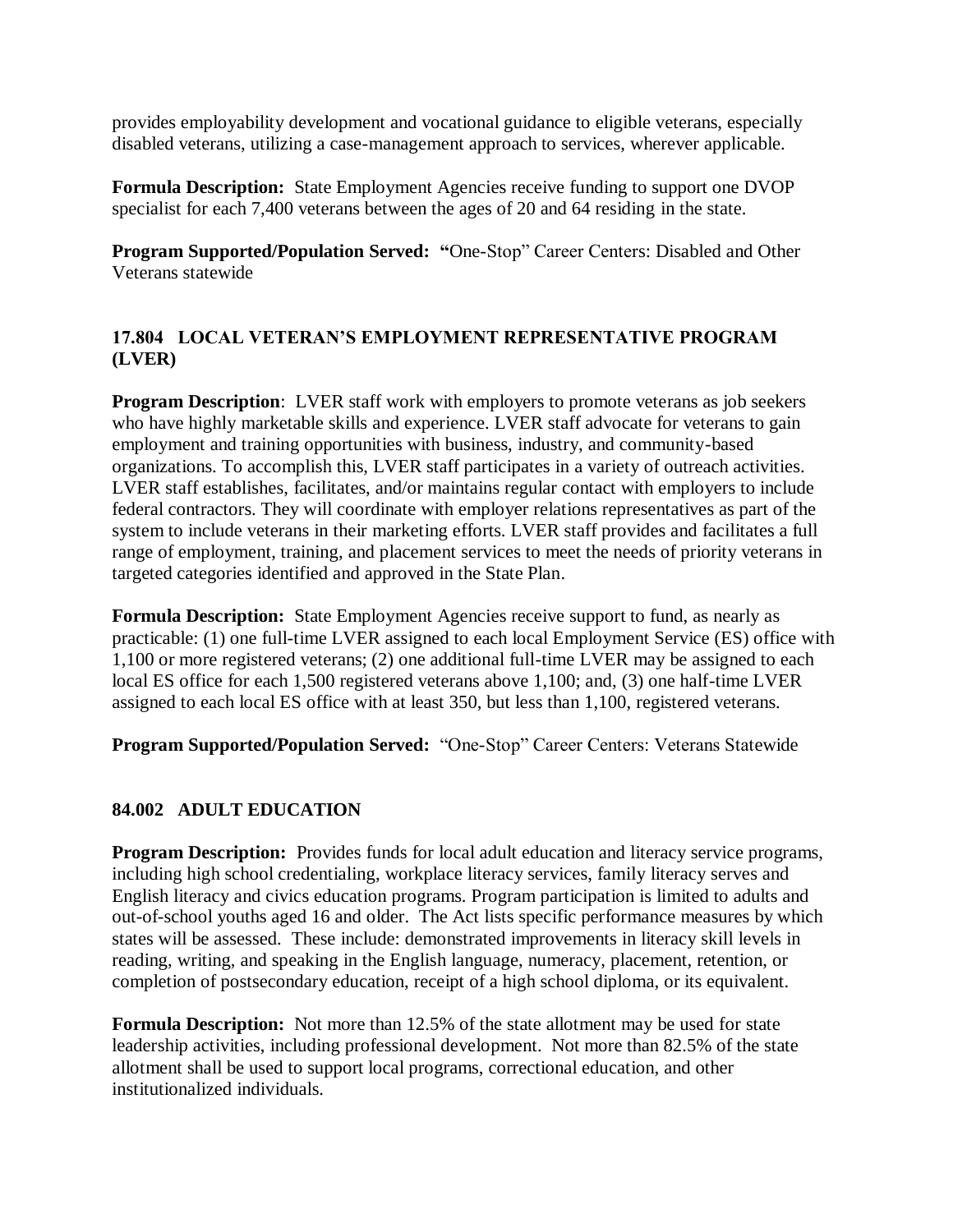provides employability development and vocational guidance to eligible veterans, especially disabled veterans, utilizing a case-management approach to services, wherever applicable.

**Formula Description:** State Employment Agencies receive funding to support one DVOP specialist for each 7,400 veterans between the ages of 20 and 64 residing in the state.

**Program Supported/Population Served: "**One-Stop" Career Centers: Disabled and Other Veterans statewide

### 17.804 LOCAL VETERAN'S EMPLOYMENT REPRESENTATIVE PROGRAM (LVER)

**Program Description**: LVER staff work with employers to promote veterans as job seekers who have highly marketable skills and experience. LVER staff advocate for veterans to gain employment and training opportunities with business, industry, and community-based organizations. To accomplish this, LVER staff participates in a variety of outreach activities. LVER staff establishes, facilitates, and/or maintains regular contact with employers to include federal contractors. They will coordinate with employer relations representatives as part of the system to include veterans in their marketing efforts. LVER staff provides and facilitates a full range of employment, training, and placement services to meet the needs of priority veterans in targeted categories identified and approved in the State Plan.

**Formula Description:** State Employment Agencies receive support to fund, as nearly as practicable: (1) one full-time LVER assigned to each local Employment Service (ES) office with 1,100 or more registered veterans; (2) one additional full-time LVER may be assigned to each local ES office for each 1,500 registered veterans above 1,100; and, (3) one half-time LVER assigned to each local ES office with at least 350, but less than 1,100, registered veterans.

**Program Supported/Population Served:** "One-Stop" Career Centers: Veterans Statewide

### 84.002 ADULT EDUCATION

**Program Description:** Provides funds for local adult education and literacy service programs, including high school credentialing, workplace literacy services, family literacy serves and English literacy and civics education programs. Program participation is limited to adults and out-of-school youths aged 16 and older. The Act lists specific performance measures by which states will be assessed. These include: demonstrated improvements in literacy skill levels in reading, writing, and speaking in the English language, numeracy, placement, retention, or completion of postsecondary education, receipt of a high school diploma, or its equivalent.

**Formula Description:** Not more than 12.5% of the state allotment may be used for state leadership activities, including professional development. Not more than 82.5% of the state allotment shall be used to support local programs, correctional education, and other institutionalized individuals.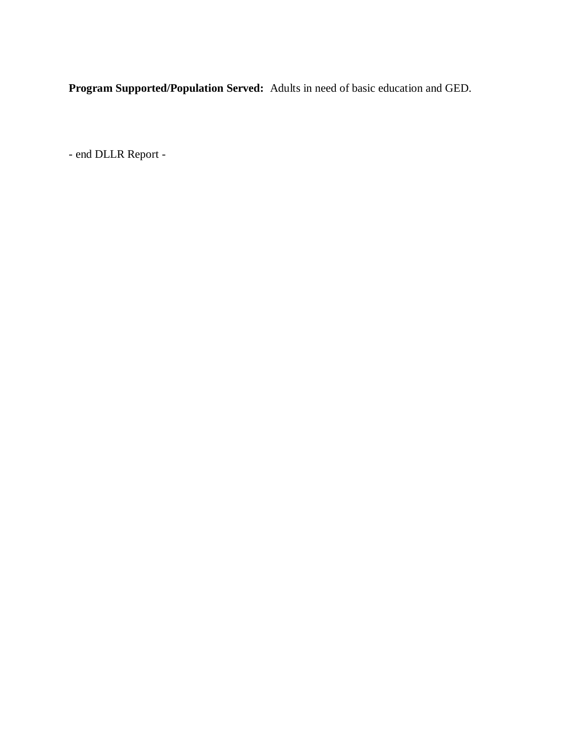**Program Supported/Population Served:** Adults in need of basic education and GED.

- end DLLR Report -